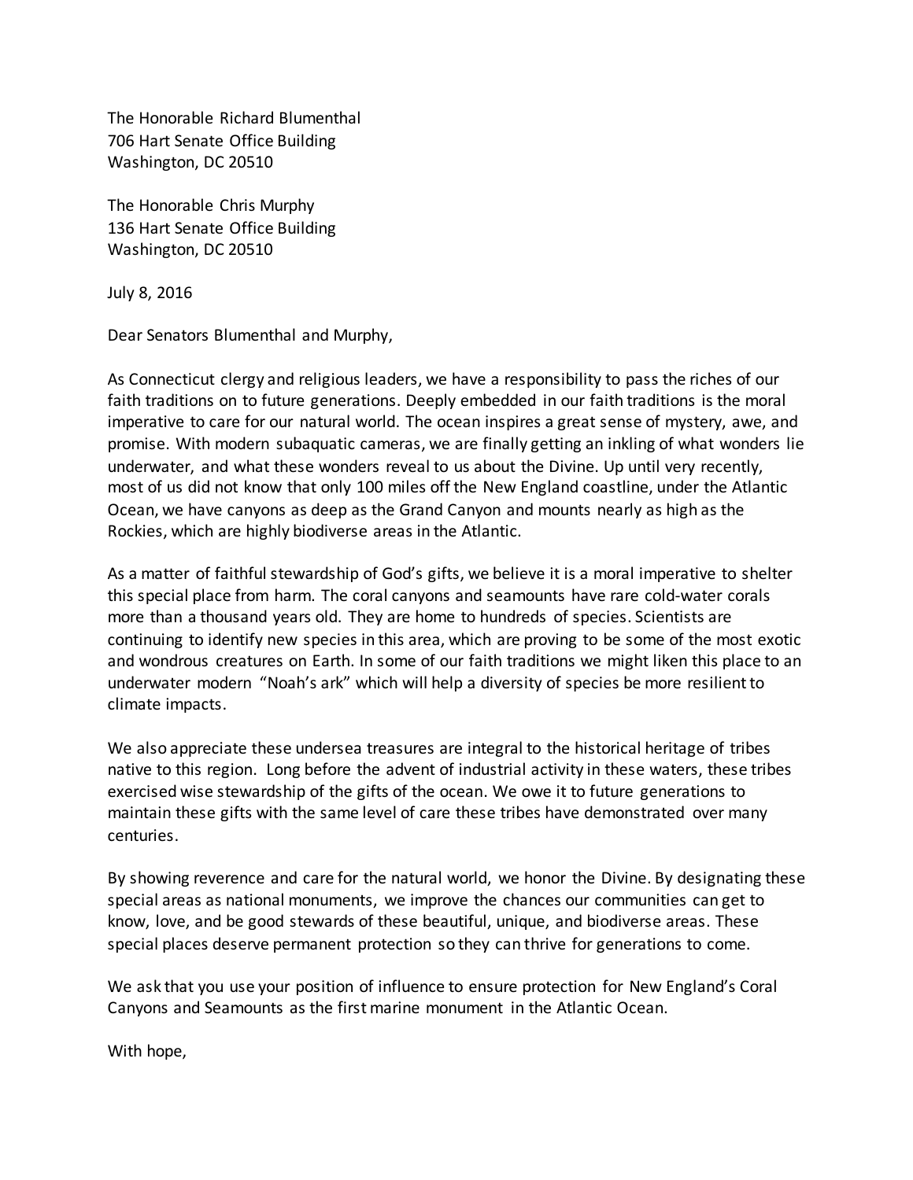The Honorable Richard Blumenthal
706 Hart Senate Office Building
Washington, DC 20510

The Honorable Chris Murphy
136 Hart Senate Office Building
Washington, DC 20510

July 8, 2016

Dear Senators Blumenthal and Murphy,

As Connecticut clergy and religious leaders, we have a responsibility to pass the riches of our faith traditions on to future generations. Deeply embedded in our faith traditions is the moral imperative to care for our natural world. The ocean inspires a great sense of mystery, awe, and promise. With modern subaquatic cameras, we are finally getting an inkling of what wonders lie underwater, and what these wonders reveal to us about the Divine. Up until very recently, most of us did not know that only 100 miles off the New England coastline, under the Atlantic Ocean, we have canyons as deep as the Grand Canyon and mounts nearly as high as the Rockies, which are highly biodiverse areas in the Atlantic.

As a matter of faithful stewardship of God's gifts, we believe it is a moral imperative to shelter this special place from harm. The coral canyons and seamounts have rare cold-water corals more than a thousand years old. They are home to hundreds of species. Scientists are continuing to identify new species in this area, which are proving to be some of the most exotic and wondrous creatures on Earth. In some of our faith traditions we might liken this place to an underwater modern "Noah's ark" which will help a diversity of species be more resilient to climate impacts.

We also appreciate these undersea treasures are integral to the historical heritage of tribes native to this region. Long before the advent of industrial activity in these waters, these tribes exercised wise stewardship of the gifts of the ocean. We owe it to future generations to maintain these gifts with the same level of care these tribes have demonstrated over many centuries.

By showing reverence and care for the natural world, we honor the Divine. By designating these special areas as national monuments, we improve the chances our communities can get to know, love, and be good stewards of these beautiful, unique, and biodiverse areas. These special places deserve permanent protection so they can thrive for generations to come.

We ask that you use your position of influence to ensure protection for New England's Coral Canyons and Seamounts as the first marine monument in the Atlantic Ocean.

With hope,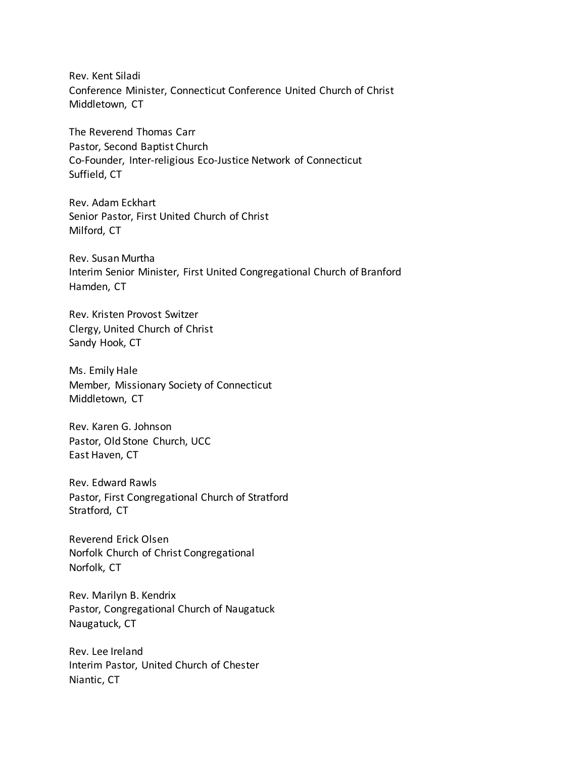Rev. Kent Siladi
Conference Minister, Connecticut Conference United Church of Christ
Middletown, CT

The Reverend Thomas Carr
Pastor, Second Baptist Church
Co-Founder, Inter-religious Eco-Justice Network of Connecticut
Suffield, CT

Rev. Adam Eckhart
Senior Pastor, First United Church of Christ
Milford, CT

Rev. Susan Murtha
Interim Senior Minister, First United Congregational Church of Branford
Hamden, CT

Rev. Kristen Provost Switzer
Clergy, United Church of Christ
Sandy Hook, CT

Ms. Emily Hale
Member, Missionary Society of Connecticut
Middletown, CT

Rev. Karen G. Johnson
Pastor, Old Stone Church, UCC
East Haven, CT

Rev. Edward Rawls
Pastor, First Congregational Church of Stratford
Stratford, CT

Reverend Erick Olsen
Norfolk Church of Christ Congregational
Norfolk, CT

Rev. Marilyn B. Kendrix
Pastor, Congregational Church of Naugatuck
Naugatuck, CT

Rev. Lee Ireland
Interim Pastor, United Church of Chester
Niantic, CT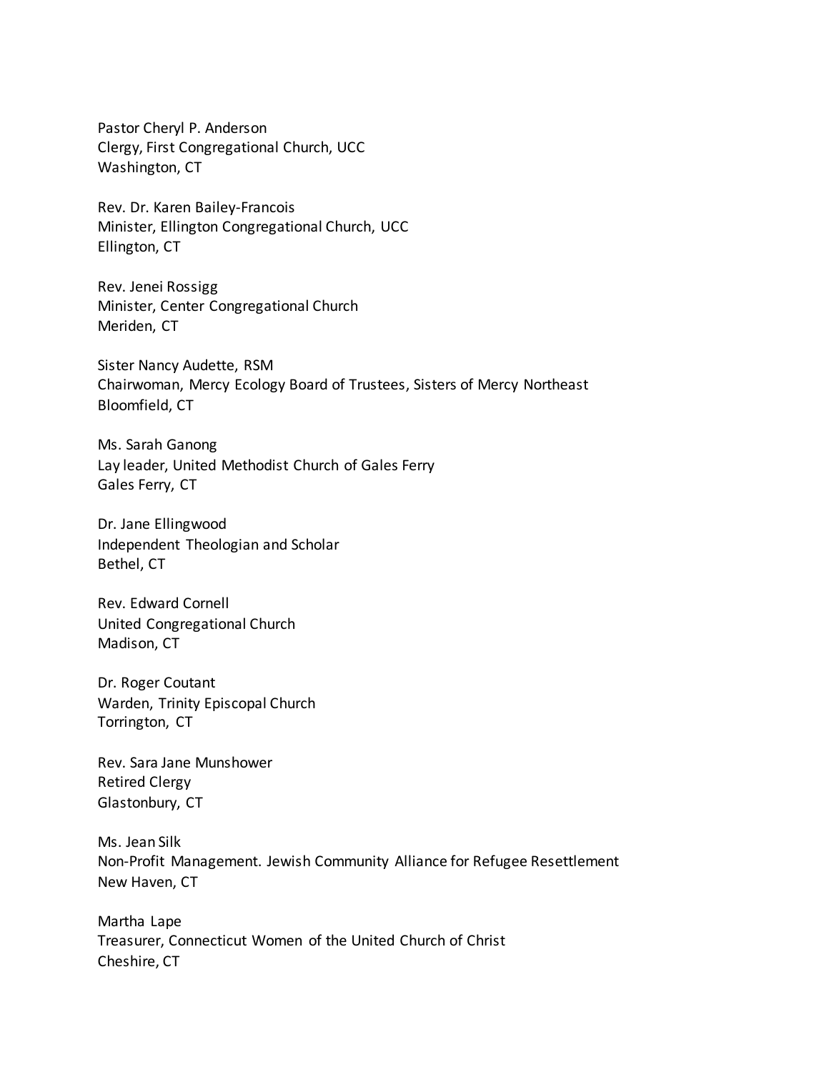Pastor Cheryl P. Anderson
Clergy, First Congregational Church, UCC
Washington, CT

Rev. Dr. Karen Bailey-Francois
Minister, Ellington Congregational Church, UCC
Ellington, CT

Rev. Jenei Rossigg
Minister, Center Congregational Church
Meriden, CT

Sister Nancy Audette, RSM
Chairwoman, Mercy Ecology Board of Trustees, Sisters of Mercy Northeast
Bloomfield, CT

Ms. Sarah Ganong
Lay leader, United Methodist Church of Gales Ferry
Gales Ferry, CT

Dr. Jane Ellingwood
Independent Theologian and Scholar
Bethel, CT

Rev. Edward Cornell
United Congregational Church
Madison, CT

Dr. Roger Coutant
Warden, Trinity Episcopal Church
Torrington, CT

Rev. Sara Jane Munshower
Retired Clergy
Glastonbury, CT

Ms. Jean Silk
Non-Profit Management. Jewish Community Alliance for Refugee Resettlement
New Haven, CT

Martha Lape
Treasurer, Connecticut Women of the United Church of Christ
Cheshire, CT